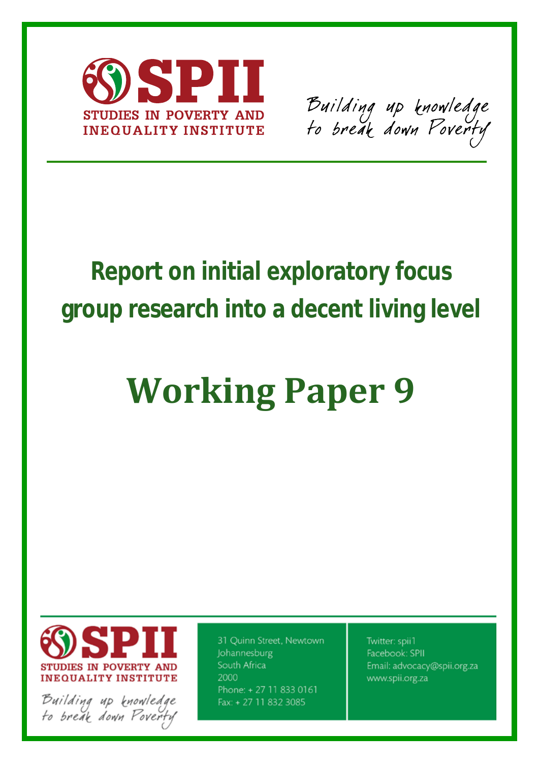STUDIES IN POVERTY AND INEQUALITY INSTITUTE

Building up knowledge to break down Poverty

# Report on initial exploratory focus group research into a decent living level

# Working Paper 9

STUDIES IN POVERTY AND INEQUALITY INSTITUTE

Building up knowledge to break down Poverty

31 Quinn Street, Newtown
Johannesburg
South Africa
2000
Phone: + 27 11 833 0161
Fax: + 27 11 832 3085

Twitter: spii1
Facebook: SPII
Email: advocacy@spii.org.za
www.spii.org.za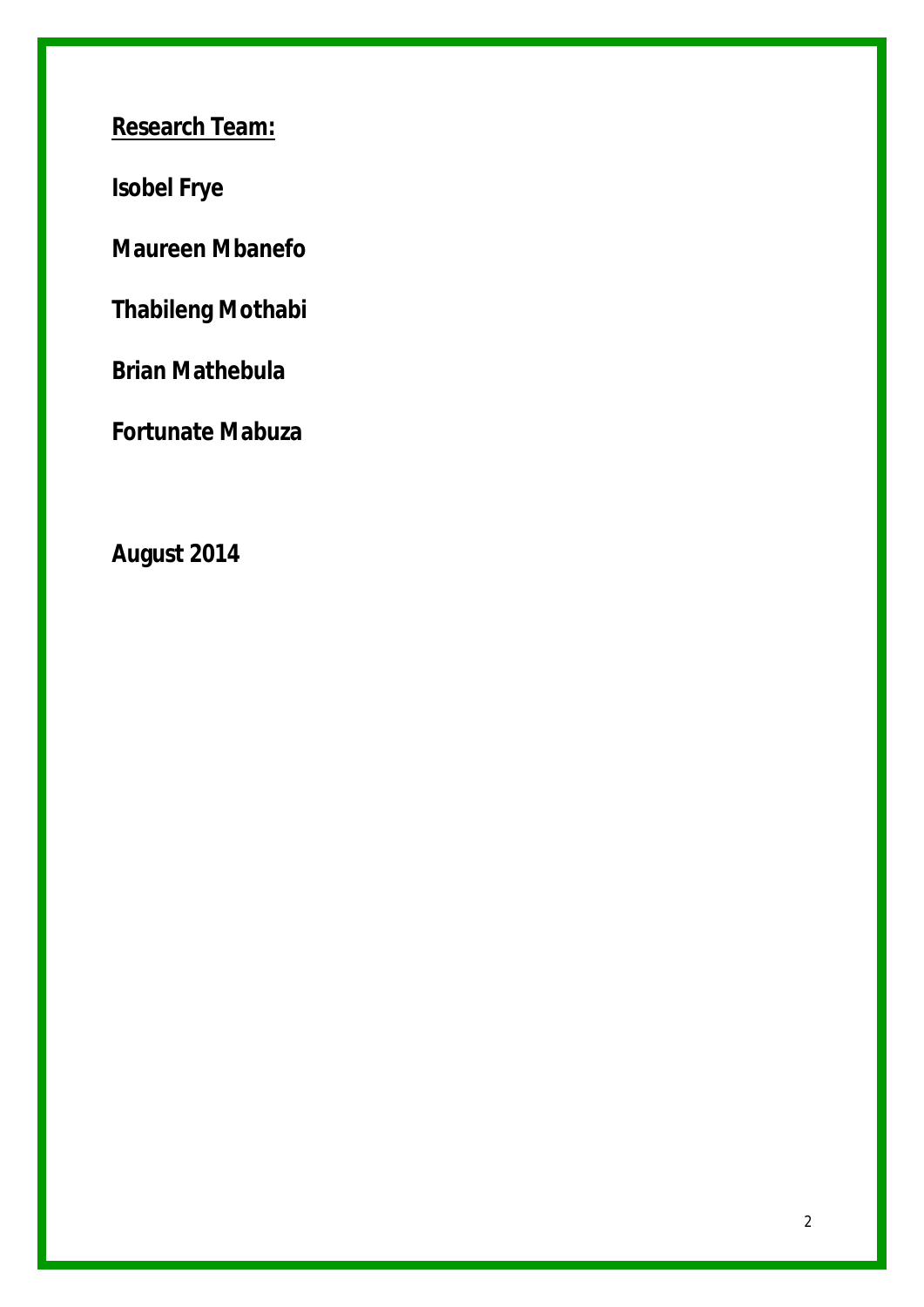**Research Team:**

**Isobel Frye**

**Maureen Mbanefo**

**Thabileng Mothabi**

**Brian Mathebula**

**Fortunate Mabuza**

**August 2014**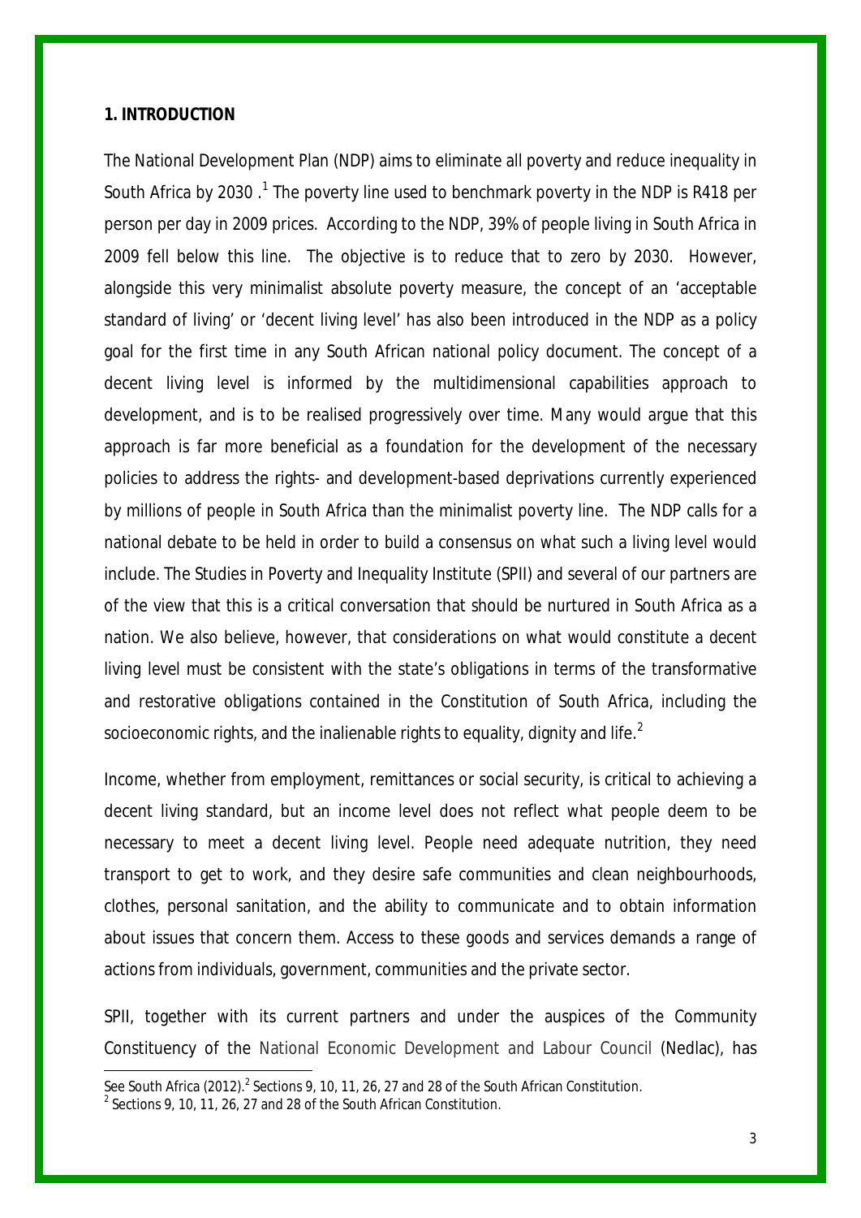**1. INTRODUCTION**

The National Development Plan (NDP) aims to eliminate all poverty and reduce inequality in South Africa by 2030 .[1] The poverty line used to benchmark poverty in the NDP is R418 per person per day in 2009 prices. According to the NDP, 39% of people living in South Africa in 2009 fell below this line. The objective is to reduce that to zero by 2030. However, alongside this very minimalist absolute poverty measure, the concept of an 'acceptable standard of living' or 'decent living level' has also been introduced in the NDP as a policy goal for the first time in any South African national policy document. The concept of a decent living level is informed by the multidimensional capabilities approach to development, and is to be realised progressively over time. Many would argue that this approach is far more beneficial as a foundation for the development of the necessary policies to address the rights- and development-based deprivations currently experienced by millions of people in South Africa than the minimalist poverty line. The NDP calls for a national debate to be held in order to build a consensus on what such a living level would include. The Studies in Poverty and Inequality Institute (SPII) and several of our partners are of the view that this is a critical conversation that should be nurtured in South Africa as a nation. We also believe, however, that considerations on what would constitute a decent living level must be consistent with the state's obligations in terms of the transformative and restorative obligations contained in the Constitution of South Africa, including the socioeconomic rights, and the inalienable rights to equality, dignity and life.[2]

Income, whether from employment, remittances or social security, is critical to achieving a decent living standard, but an income level does not reflect what people deem to be necessary to meet a decent living level. People need adequate nutrition, they need transport to get to work, and they desire safe communities and clean neighbourhoods, clothes, personal sanitation, and the ability to communicate and to obtain information about issues that concern them. Access to these goods and services demands a range of actions from individuals, government, communities and the private sector.

SPII, together with its current partners and under the auspices of the Community Constituency of the National Economic Development and Labour Council (Nedlac), has

---

See South Africa (2012).[2] Sections 9, 10, 11, 26, 27 and 28 of the South African Constitution.

[2] Sections 9, 10, 11, 26, 27 and 28 of the South African Constitution.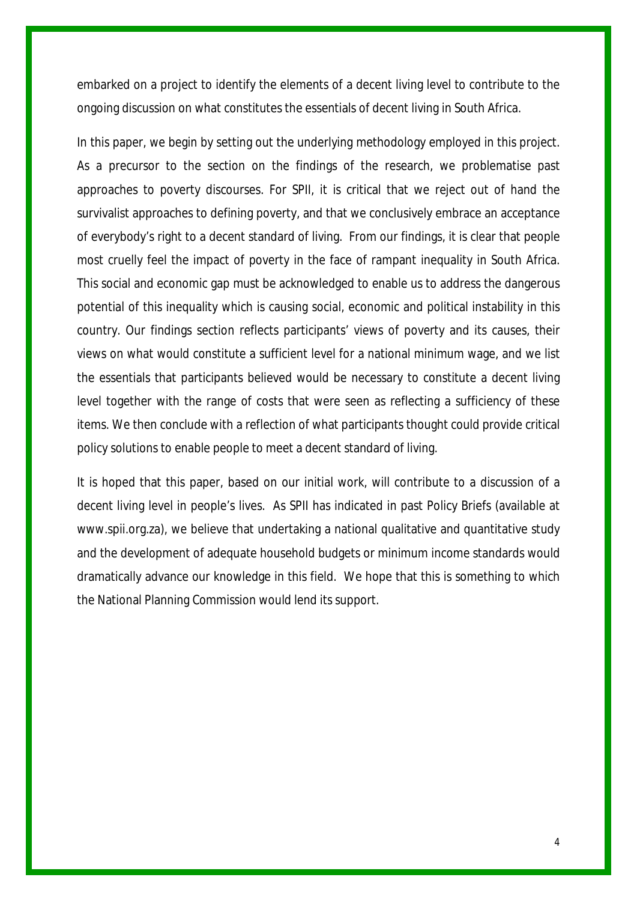embarked on a project to identify the elements of a decent living level to contribute to the ongoing discussion on what constitutes the essentials of decent living in South Africa.

In this paper, we begin by setting out the underlying methodology employed in this project. As a precursor to the section on the findings of the research, we problematise past approaches to poverty discourses. For SPII, it is critical that we reject out of hand the survivalist approaches to defining poverty, and that we conclusively embrace an acceptance of everybody's right to a decent standard of living. From our findings, it is clear that people most cruelly feel the impact of poverty in the face of rampant inequality in South Africa. This social and economic gap must be acknowledged to enable us to address the dangerous potential of this inequality which is causing social, economic and political instability in this country. Our findings section reflects participants' views of poverty and its causes, their views on what would constitute a sufficient level for a national minimum wage, and we list the essentials that participants believed would be necessary to constitute a decent living level together with the range of costs that were seen as reflecting a sufficiency of these items. We then conclude with a reflection of what participants thought could provide critical policy solutions to enable people to meet a decent standard of living.

It is hoped that this paper, based on our initial work, will contribute to a discussion of a decent living level in people's lives. As SPII has indicated in past Policy Briefs (available at www.spii.org.za), we believe that undertaking a national qualitative and quantitative study and the development of adequate household budgets or minimum income standards would dramatically advance our knowledge in this field. We hope that this is something to which the National Planning Commission would lend its support.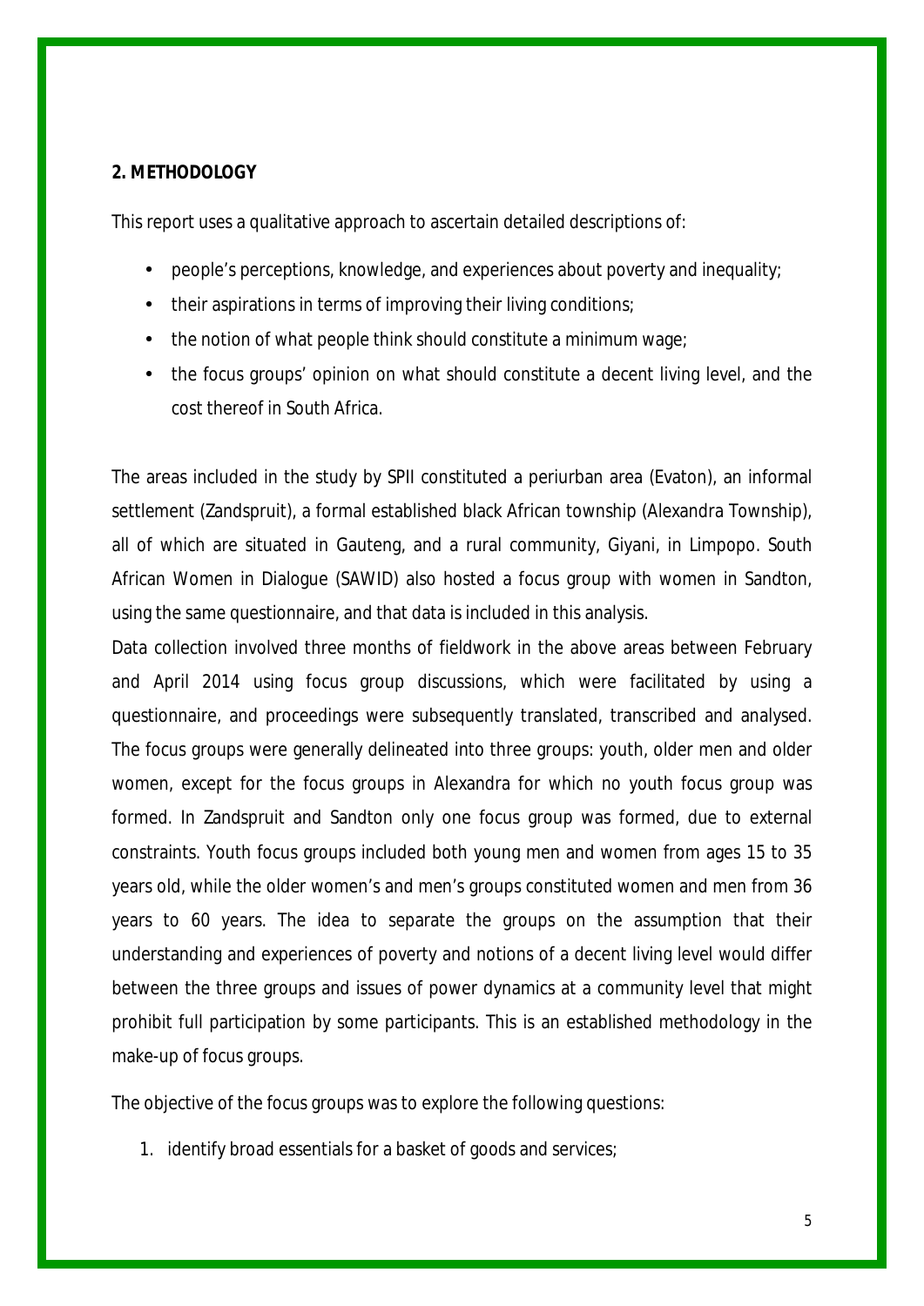**2. METHODOLOGY**

This report uses a qualitative approach to ascertain detailed descriptions of:

- people's perceptions, knowledge, and experiences about poverty and inequality;
- their aspirations in terms of improving their living conditions;
- the notion of what people think should constitute a minimum wage;
- the focus groups' opinion on what should constitute a decent living level, and the cost thereof in South Africa.

The areas included in the study by SPII constituted a periurban area (Evaton), an informal settlement (Zandspruit), a formal established black African township (Alexandra Township), all of which are situated in Gauteng, and a rural community, Giyani, in Limpopo. South African Women in Dialogue (SAWID) also hosted a focus group with women in Sandton, using the same questionnaire, and that data is included in this analysis.

Data collection involved three months of fieldwork in the above areas between February and April 2014 using focus group discussions, which were facilitated by using a questionnaire, and proceedings were subsequently translated, transcribed and analysed. The focus groups were generally delineated into three groups: youth, older men and older women, except for the focus groups in Alexandra for which no youth focus group was formed. In Zandspruit and Sandton only one focus group was formed, due to external constraints. Youth focus groups included both young men and women from ages 15 to 35 years old, while the older women's and men's groups constituted women and men from 36 years to 60 years. The idea to separate the groups on the assumption that their understanding and experiences of poverty and notions of a decent living level would differ between the three groups and issues of power dynamics at a community level that might prohibit full participation by some participants. This is an established methodology in the make-up of focus groups.

The objective of the focus groups was to explore the following questions:

1. identify broad essentials for a basket of goods and services;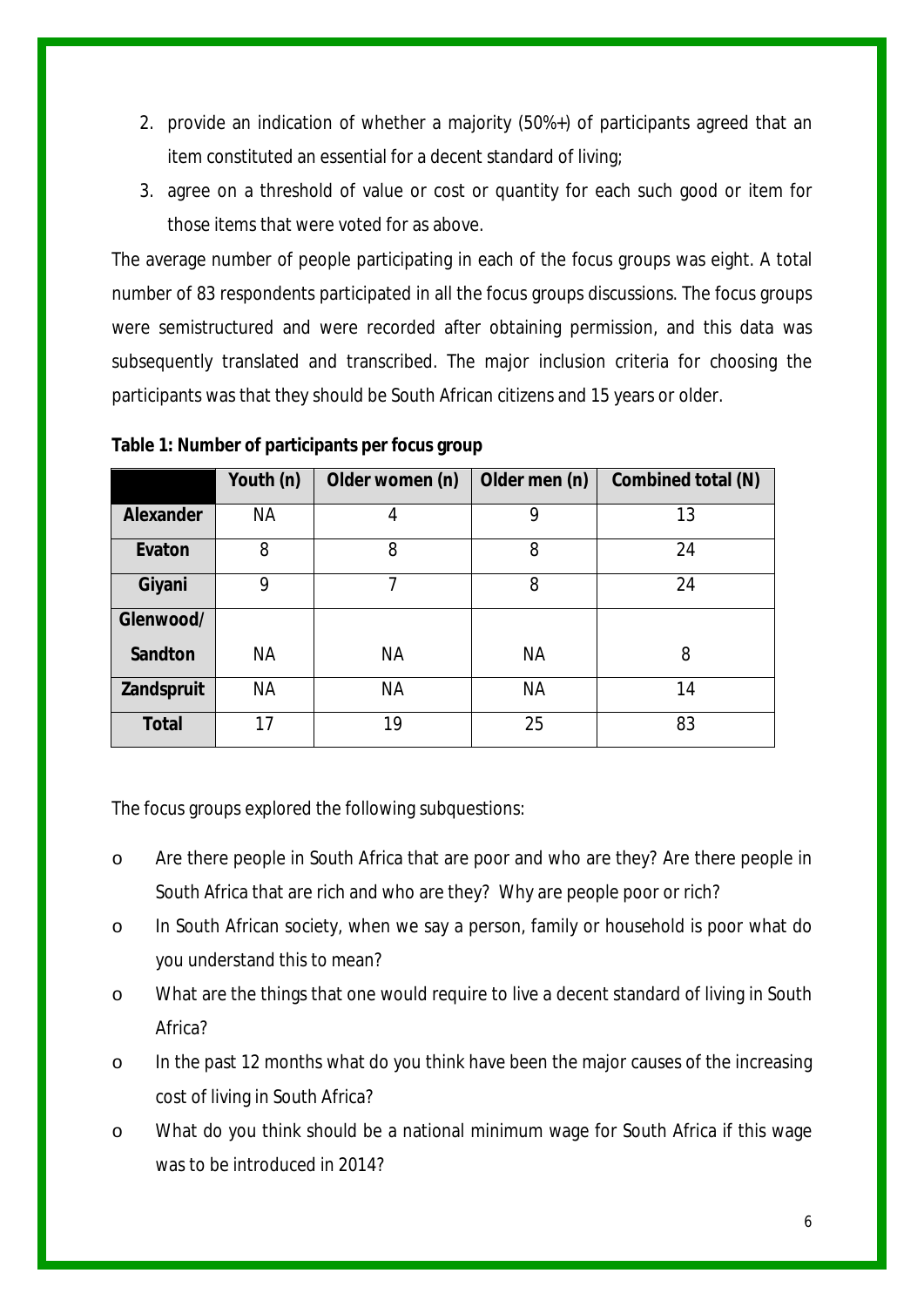2. provide an indication of whether a majority (50%+) of participants agreed that an item constituted an essential for a decent standard of living;
3. agree on a threshold of value or cost or quantity for each such good or item for those items that were voted for as above.

The average number of people participating in each of the focus groups was eight. A total number of 83 respondents participated in all the focus groups discussions. The focus groups were semistructured and were recorded after obtaining permission, and this data was subsequently translated and transcribed. The major inclusion criteria for choosing the participants was that they should be South African citizens and 15 years or older.

**Table 1: Number of participants per focus group**

| | Youth (n) | Older women (n) | Older men (n) | Combined total (N) |
|---|---|---|---|---|
| **Alexander** | NA | 4 | 9 | 13 |
| **Evaton** | 8 | 8 | 8 | 24 |
| **Giyani** | 9 | 7 | 8 | 24 |
| **Glenwood/ Sandton** | NA | NA | NA | 8 |
| **Zandspruit** | NA | NA | NA | 14 |
| **Total** | 17 | 19 | 25 | 83 |

The focus groups explored the following subquestions:

- Are there people in South Africa that are poor and who are they? Are there people in South Africa that are rich and who are they? Why are people poor or rich?
- In South African society, when we say a person, family or household is poor what do you understand this to mean?
- What are the things that one would require to live a decent standard of living in South Africa?
- In the past 12 months what do you think have been the major causes of the increasing cost of living in South Africa?
- What do you think should be a national minimum wage for South Africa if this wage was to be introduced in 2014?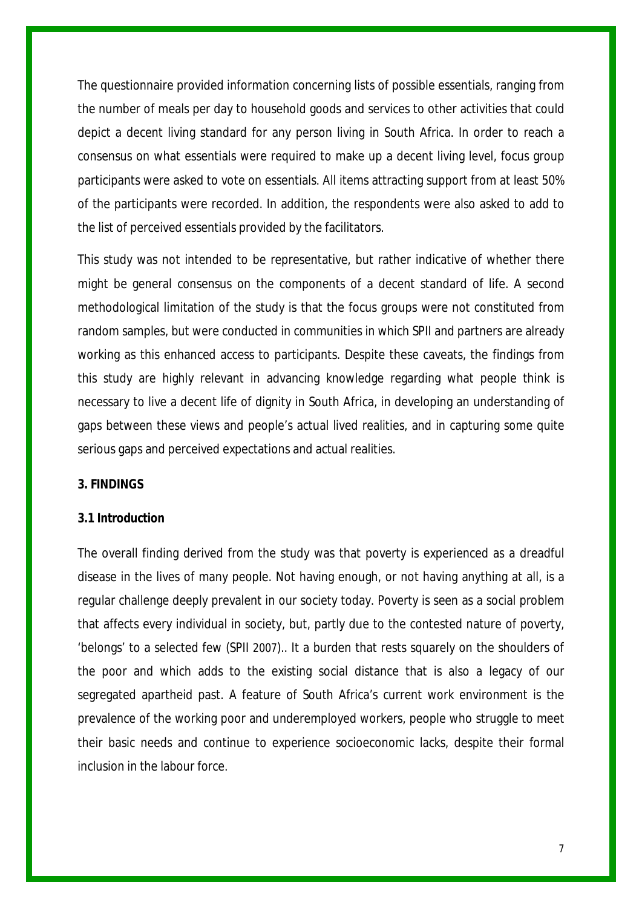The questionnaire provided information concerning lists of possible essentials, ranging from the number of meals per day to household goods and services to other activities that could depict a decent living standard for any person living in South Africa. In order to reach a consensus on what essentials were required to make up a decent living level, focus group participants were asked to vote on essentials. All items attracting support from at least 50% of the participants were recorded. In addition, the respondents were also asked to add to the list of perceived essentials provided by the facilitators.

This study was not intended to be representative, but rather indicative of whether there might be general consensus on the components of a decent standard of life. A second methodological limitation of the study is that the focus groups were not constituted from random samples, but were conducted in communities in which SPII and partners are already working as this enhanced access to participants. Despite these caveats, the findings from this study are highly relevant in advancing knowledge regarding what people think is necessary to live a decent life of dignity in South Africa, in developing an understanding of gaps between these views and people's actual lived realities, and in capturing some quite serious gaps and perceived expectations and actual realities.

## 3. FINDINGS

### 3.1 Introduction

The overall finding derived from the study was that poverty is experienced as a dreadful disease in the lives of many people. Not having enough, or not having anything at all, is a regular challenge deeply prevalent in our society today. Poverty is seen as a social problem that affects every individual in society, but, partly due to the contested nature of poverty, 'belongs' to a selected few (SPII 2007).. It a burden that rests squarely on the shoulders of the poor and which adds to the existing social distance that is also a legacy of our segregated apartheid past. A feature of South Africa's current work environment is the prevalence of the working poor and underemployed workers, people who struggle to meet their basic needs and continue to experience socioeconomic lacks, despite their formal inclusion in the labour force.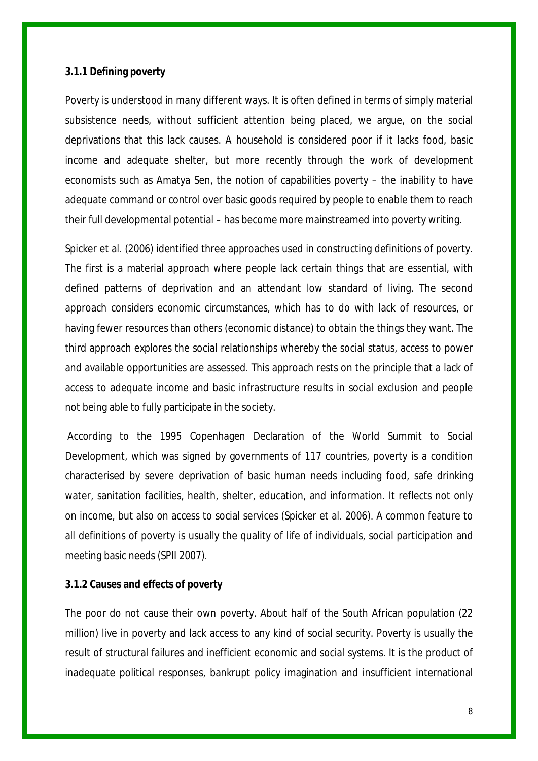### 3.1.1 Defining poverty

Poverty is understood in many different ways. It is often defined in terms of simply material subsistence needs, without sufficient attention being placed, we argue, on the social deprivations that this lack causes. A household is considered poor if it lacks food, basic income and adequate shelter, but more recently through the work of development economists such as Amatya Sen, the notion of capabilities poverty – the inability to have adequate command or control over basic goods required by people to enable them to reach their full developmental potential – has become more mainstreamed into poverty writing.

Spicker et al. (2006) identified three approaches used in constructing definitions of poverty. The first is a material approach where people lack certain things that are essential, with defined patterns of deprivation and an attendant low standard of living. The second approach considers economic circumstances, which has to do with lack of resources, or having fewer resources than others (economic distance) to obtain the things they want. The third approach explores the social relationships whereby the social status, access to power and available opportunities are assessed. This approach rests on the principle that a lack of access to adequate income and basic infrastructure results in social exclusion and people not being able to fully participate in the society.

According to the 1995 Copenhagen Declaration of the World Summit to Social Development, which was signed by governments of 117 countries, poverty is a condition characterised by severe deprivation of basic human needs including food, safe drinking water, sanitation facilities, health, shelter, education, and information. It reflects not only on income, but also on access to social services (Spicker et al. 2006). A common feature to all definitions of poverty is usually the quality of life of individuals, social participation and meeting basic needs (SPII 2007).

### 3.1.2 Causes and effects of poverty

The poor do not cause their own poverty. About half of the South African population (22 million) live in poverty and lack access to any kind of social security. Poverty is usually the result of structural failures and inefficient economic and social systems. It is the product of inadequate political responses, bankrupt policy imagination and insufficient international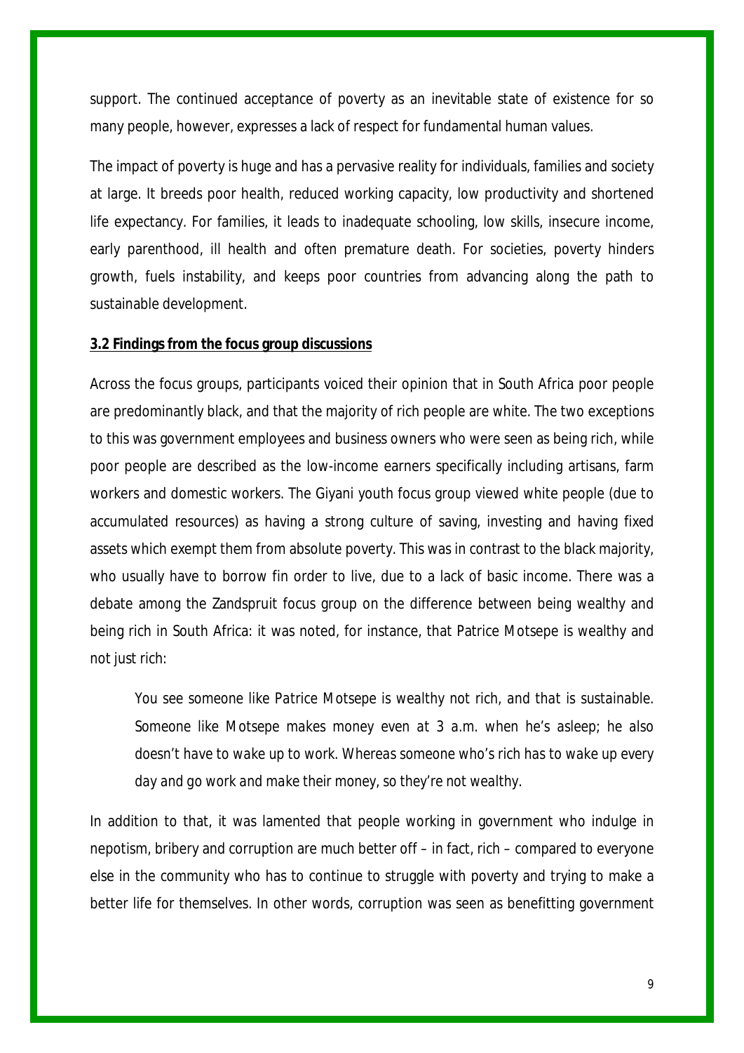support. The continued acceptance of poverty as an inevitable state of existence for so many people, however, expresses a lack of respect for fundamental human values.

The impact of poverty is huge and has a pervasive reality for individuals, families and society at large. It breeds poor health, reduced working capacity, low productivity and shortened life expectancy. For families, it leads to inadequate schooling, low skills, insecure income, early parenthood, ill health and often premature death. For societies, poverty hinders growth, fuels instability, and keeps poor countries from advancing along the path to sustainable development.

### 3.2 Findings from the focus group discussions

Across the focus groups, participants voiced their opinion that in South Africa poor people are predominantly black, and that the majority of rich people are white. The two exceptions to this was government employees and business owners who were seen as being rich, while poor people are described as the low-income earners specifically including artisans, farm workers and domestic workers. The Giyani youth focus group viewed white people (due to accumulated resources) as having a strong culture of saving, investing and having fixed assets which exempt them from absolute poverty. This was in contrast to the black majority, who usually have to borrow fin order to live, due to a lack of basic income. There was a debate among the Zandspruit focus group on the difference between being wealthy and being rich in South Africa: it was noted, for instance, that Patrice Motsepe is wealthy and not just rich:

> *You see someone like Patrice Motsepe is wealthy not rich, and that is sustainable. Someone like Motsepe makes money even at 3 a.m. when he's asleep; he also doesn't have to wake up to work. Whereas someone who's rich has to wake up every day and go work and make their money, so they're not wealthy.*

In addition to that, it was lamented that people working in government who indulge in nepotism, bribery and corruption are much better off – in fact, rich – compared to everyone else in the community who has to continue to struggle with poverty and trying to make a better life for themselves. In other words, corruption was seen as benefitting government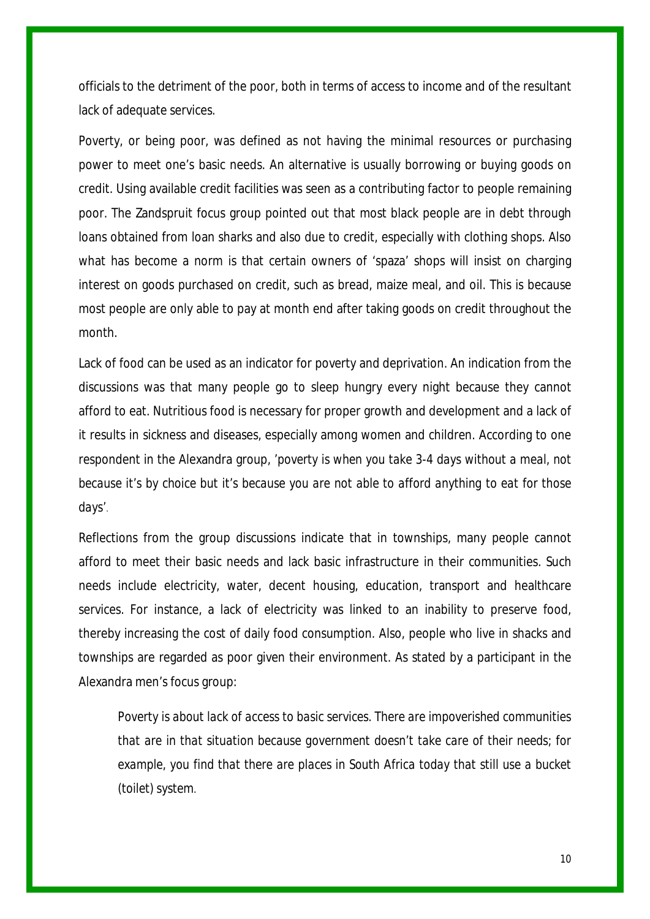officials to the detriment of the poor, both in terms of access to income and of the resultant lack of adequate services.

Poverty, or being poor, was defined as not having the minimal resources or purchasing power to meet one's basic needs. An alternative is usually borrowing or buying goods on credit. Using available credit facilities was seen as a contributing factor to people remaining poor. The Zandspruit focus group pointed out that most black people are in debt through loans obtained from loan sharks and also due to credit, especially with clothing shops. Also what has become a norm is that certain owners of 'spaza' shops will insist on charging interest on goods purchased on credit, such as bread, maize meal, and oil. This is because most people are only able to pay at month end after taking goods on credit throughout the month.

Lack of food can be used as an indicator for poverty and deprivation. An indication from the discussions was that many people go to sleep hungry every night because they cannot afford to eat. Nutritious food is necessary for proper growth and development and a lack of it results in sickness and diseases, especially among women and children. According to one respondent in the Alexandra group, '*poverty is when you take 3-4 days without a meal, not because it's by choice but it's because you are not able to afford anything to eat for those days*'.

Reflections from the group discussions indicate that in townships, many people cannot afford to meet their basic needs and lack basic infrastructure in their communities. Such needs include electricity, water, decent housing, education, transport and healthcare services. For instance, a lack of electricity was linked to an inability to preserve food, thereby increasing the cost of daily food consumption. Also, people who live in shacks and townships are regarded as poor given their environment. As stated by a participant in the Alexandra men's focus group:

> *Poverty is about lack of access to basic services. There are impoverished communities that are in that situation because government doesn't take care of their needs; for example, you find that there are places in South Africa today that still use a bucket (toilet) system.*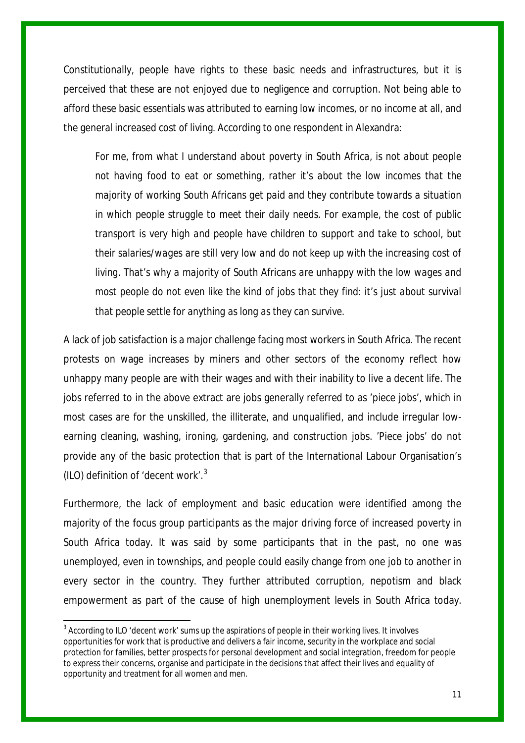Constitutionally, people have rights to these basic needs and infrastructures, but it is perceived that these are not enjoyed due to negligence and corruption. Not being able to afford these basic essentials was attributed to earning low incomes, or no income at all, and the general increased cost of living. According to one respondent in Alexandra:

> *For me, from what I understand about poverty in South Africa, is not about people not having food to eat or something, rather it's about the low incomes that the majority of working South Africans get paid and they contribute towards a situation in which people struggle to meet their daily needs. For example, the cost of public transport is very high and people have children to support and take to school, but their salaries/wages are still very low and do not keep up with the increasing cost of living. That's why a majority of South Africans are unhappy with the low wages and most people do not even like the kind of jobs that they find: it's just about survival that people settle for anything as long as they can survive.*

A lack of job satisfaction is a major challenge facing most workers in South Africa. The recent protests on wage increases by miners and other sectors of the economy reflect how unhappy many people are with their wages and with their inability to live a decent life. The jobs referred to in the above extract are jobs generally referred to as 'piece jobs', which in most cases are for the unskilled, the illiterate, and unqualified, and include irregular low-earning cleaning, washing, ironing, gardening, and construction jobs. 'Piece jobs' do not provide any of the basic protection that is part of the International Labour Organisation's (ILO) definition of 'decent work'.[3]

Furthermore, the lack of employment and basic education were identified among the majority of the focus group participants as the major driving force of increased poverty in South Africa today. It was said by some participants that in the past, no one was unemployed, even in townships, and people could easily change from one job to another in every sector in the country. They further attributed corruption, nepotism and black empowerment as part of the cause of high unemployment levels in South Africa today.

[3] According to ILO 'decent work' sums up the aspirations of people in their working lives. It involves opportunities for work that is productive and delivers a fair income, security in the workplace and social protection for families, better prospects for personal development and social integration, freedom for people to express their concerns, organise and participate in the decisions that affect their lives and equality of opportunity and treatment for all women and men.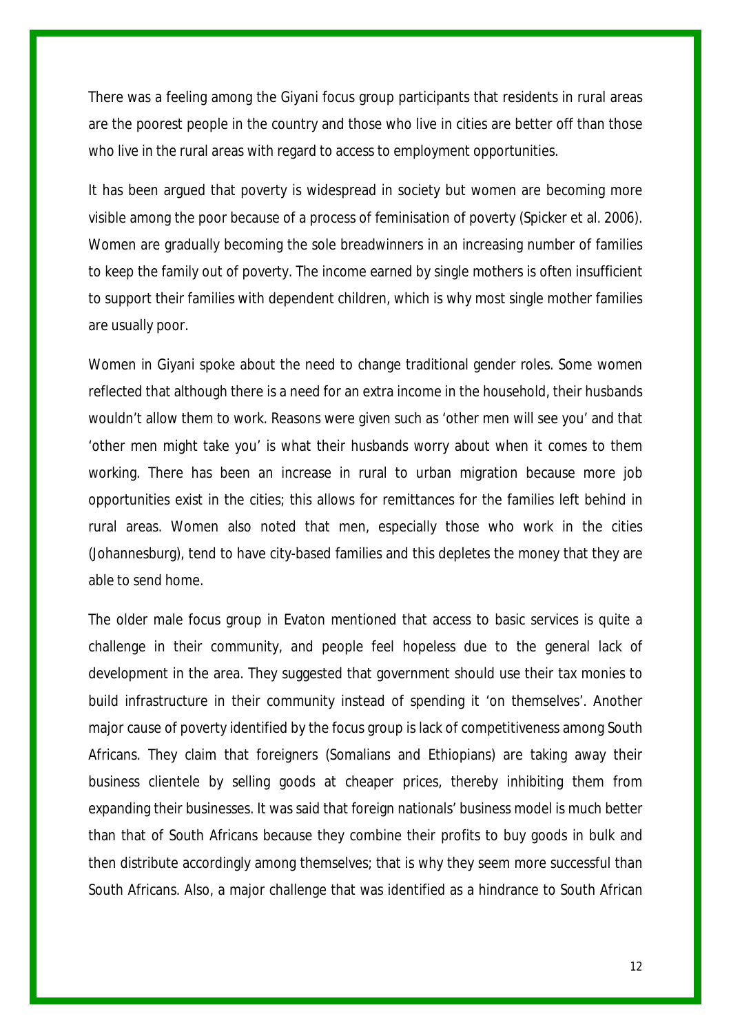There was a feeling among the Giyani focus group participants that residents in rural areas are the poorest people in the country and those who live in cities are better off than those who live in the rural areas with regard to access to employment opportunities.

It has been argued that poverty is widespread in society but women are becoming more visible among the poor because of a process of feminisation of poverty (Spicker et al. 2006). Women are gradually becoming the sole breadwinners in an increasing number of families to keep the family out of poverty. The income earned by single mothers is often insufficient to support their families with dependent children, which is why most single mother families are usually poor.

Women in Giyani spoke about the need to change traditional gender roles. Some women reflected that although there is a need for an extra income in the household, their husbands wouldn't allow them to work. Reasons were given such as 'other men will see you' and that 'other men might take you' is what their husbands worry about when it comes to them working. There has been an increase in rural to urban migration because more job opportunities exist in the cities; this allows for remittances for the families left behind in rural areas. Women also noted that men, especially those who work in the cities (Johannesburg), tend to have city-based families and this depletes the money that they are able to send home.

The older male focus group in Evaton mentioned that access to basic services is quite a challenge in their community, and people feel hopeless due to the general lack of development in the area. They suggested that government should use their tax monies to build infrastructure in their community instead of spending it 'on themselves'. Another major cause of poverty identified by the focus group is lack of competitiveness among South Africans. They claim that foreigners (Somalians and Ethiopians) are taking away their business clientele by selling goods at cheaper prices, thereby inhibiting them from expanding their businesses. It was said that foreign nationals' business model is much better than that of South Africans because they combine their profits to buy goods in bulk and then distribute accordingly among themselves; that is why they seem more successful than South Africans. Also, a major challenge that was identified as a hindrance to South African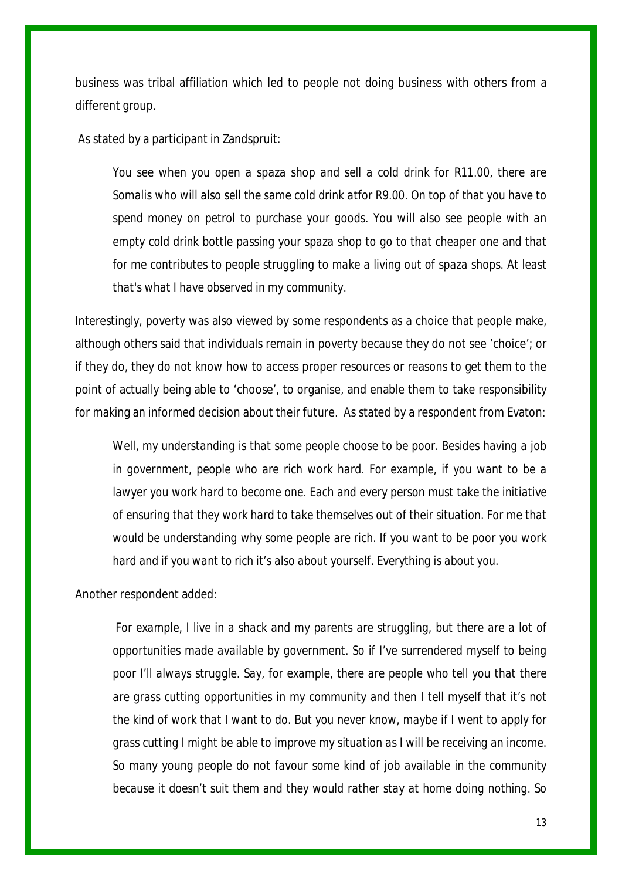business was tribal affiliation which led to people not doing business with others from a different group.

As stated by a participant in Zandspruit:

> *You see when you open a spaza shop and sell a cold drink for R11.00, there are Somalis who will also sell the same cold drink atfor R9.00. On top of that you have to spend money on petrol to purchase your goods. You will also see people with an empty cold drink bottle passing your spaza shop to go to that cheaper one and that for me contributes to people struggling to make a living out of spaza shops. At least that's what I have observed in my community.*

Interestingly, poverty was also viewed by some respondents as a choice that people make, although others said that individuals remain in poverty because they do not see 'choice'; or if they do, they do not know how to access proper resources or reasons to get them to the point of actually being able to 'choose', to organise, and enable them to take responsibility for making an informed decision about their future. As stated by a respondent from Evaton:

> *Well, my understanding is that some people choose to be poor. Besides having a job in government, people who are rich work hard. For example, if you want to be a lawyer you work hard to become one. Each and every person must take the initiative of ensuring that they work hard to take themselves out of their situation. For me that would be understanding why some people are rich. If you want to be poor you work hard and if you want to rich it's also about yourself. Everything is about you.*

Another respondent added:

> *For example, I live in a shack and my parents are struggling, but there are a lot of opportunities made available by government. So if I've surrendered myself to being poor I'll always struggle. Say, for example, there are people who tell you that there are grass cutting opportunities in my community and then I tell myself that it's not the kind of work that I want to do. But you never know, maybe if I went to apply for grass cutting I might be able to improve my situation as I will be receiving an income. So many young people do not favour some kind of job available in the community because it doesn't suit them and they would rather stay at home doing nothing. So*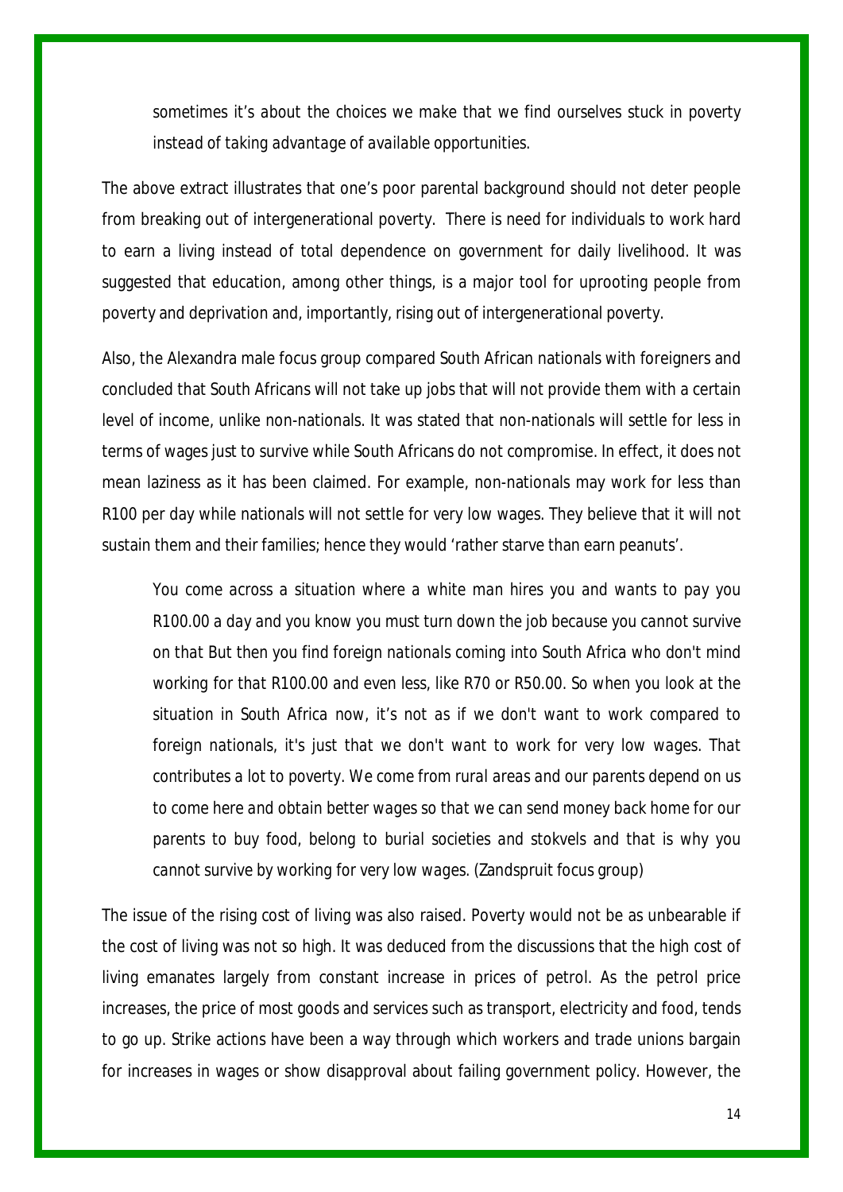> *sometimes it's about the choices we make that we find ourselves stuck in poverty instead of taking advantage of available opportunities.*

The above extract illustrates that one's poor parental background should not deter people from breaking out of intergenerational poverty. There is need for individuals to work hard to earn a living instead of total dependence on government for daily livelihood. It was suggested that education, among other things, is a major tool for uprooting people from poverty and deprivation and, importantly, rising out of intergenerational poverty.

Also, the Alexandra male focus group compared South African nationals with foreigners and concluded that South Africans will not take up jobs that will not provide them with a certain level of income, unlike non-nationals. It was stated that non-nationals will settle for less in terms of wages just to survive while South Africans do not compromise. In effect, it does not mean laziness as it has been claimed. For example, non-nationals may work for less than R100 per day while nationals will not settle for very low wages. They believe that it will not sustain them and their families; hence they would 'rather starve than earn peanuts'.

> *You come across a situation where a white man hires you and wants to pay you R100.00 a day and you know you must turn down the job because you cannot survive on that But then you find foreign nationals coming into South Africa who don't mind working for that R100.00 and even less, like R70 or R50.00. So when you look at the situation in South Africa now, it's not as if we don't want to work compared to foreign nationals, it's just that we don't want to work for very low wages. That contributes a lot to poverty. We come from rural areas and our parents depend on us to come here and obtain better wages so that we can send money back home for our parents to buy food, belong to burial societies and stokvels and that is why you cannot survive by working for very low wages.* (Zandspruit focus group)

The issue of the rising cost of living was also raised. Poverty would not be as unbearable if the cost of living was not so high. It was deduced from the discussions that the high cost of living emanates largely from constant increase in prices of petrol. As the petrol price increases, the price of most goods and services such as transport, electricity and food, tends to go up. Strike actions have been a way through which workers and trade unions bargain for increases in wages or show disapproval about failing government policy. However, the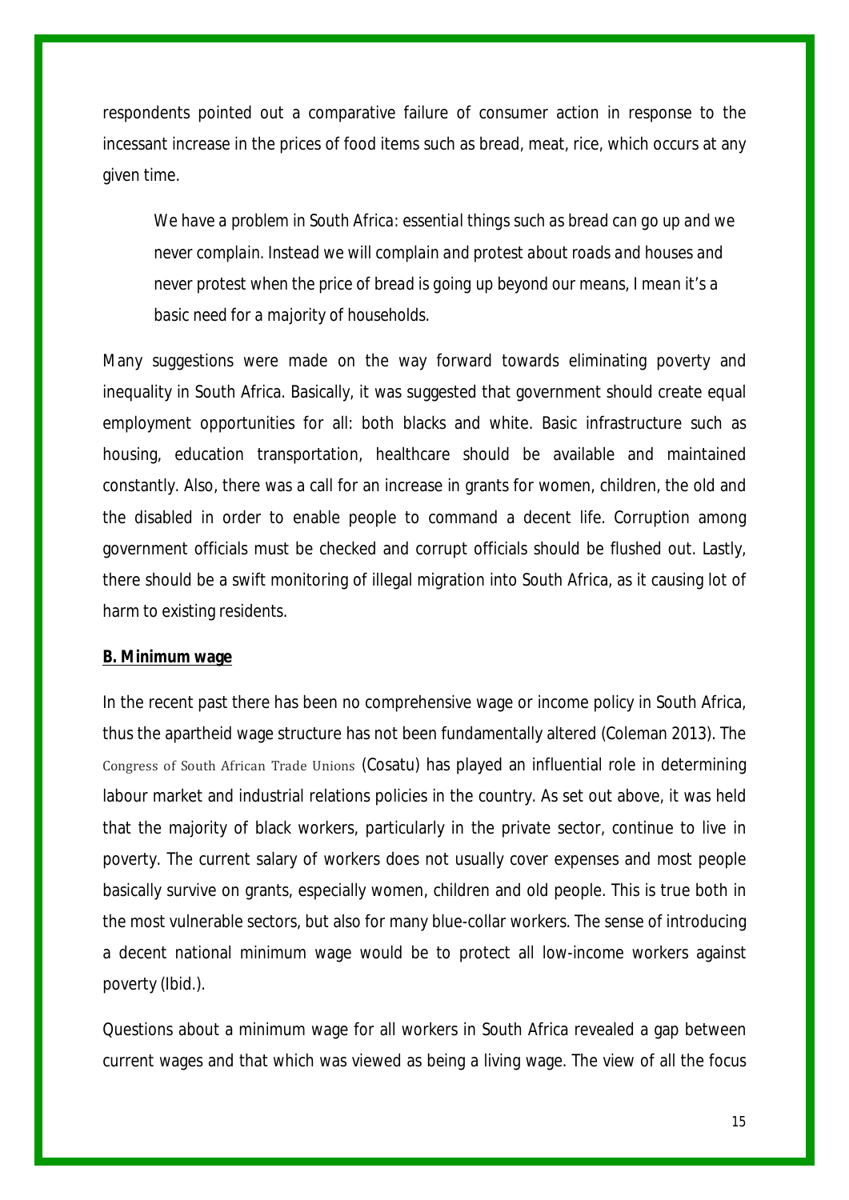respondents pointed out a comparative failure of consumer action in response to the incessant increase in the prices of food items such as bread, meat, rice, which occurs at any given time.

> *We have a problem in South Africa: essential things such as bread can go up and we never complain. Instead we will complain and protest about roads and houses and never protest when the price of bread is going up beyond our means, I mean it's a basic need for a majority of households.*

Many suggestions were made on the way forward towards eliminating poverty and inequality in South Africa. Basically, it was suggested that government should create equal employment opportunities for all: both blacks and white. Basic infrastructure such as housing, education transportation, healthcare should be available and maintained constantly. Also, there was a call for an increase in grants for women, children, the old and the disabled in order to enable people to command a decent life. Corruption among government officials must be checked and corrupt officials should be flushed out. Lastly, there should be a swift monitoring of illegal migration into South Africa, as it causing lot of harm to existing residents.

**B. Minimum wage**

In the recent past there has been no comprehensive wage or income policy in South Africa, thus the apartheid wage structure has not been fundamentally altered (Coleman 2013). The Congress of South African Trade Unions (Cosatu) has played an influential role in determining labour market and industrial relations policies in the country. As set out above, it was held that the majority of black workers, particularly in the private sector, continue to live in poverty. The current salary of workers does not usually cover expenses and most people basically survive on grants, especially women, children and old people. This is true both in the most vulnerable sectors, but also for many blue-collar workers. The sense of introducing a decent national minimum wage would be to protect all low-income workers against poverty (Ibid.).

Questions about a minimum wage for all workers in South Africa revealed a gap between current wages and that which was viewed as being a living wage. The view of all the focus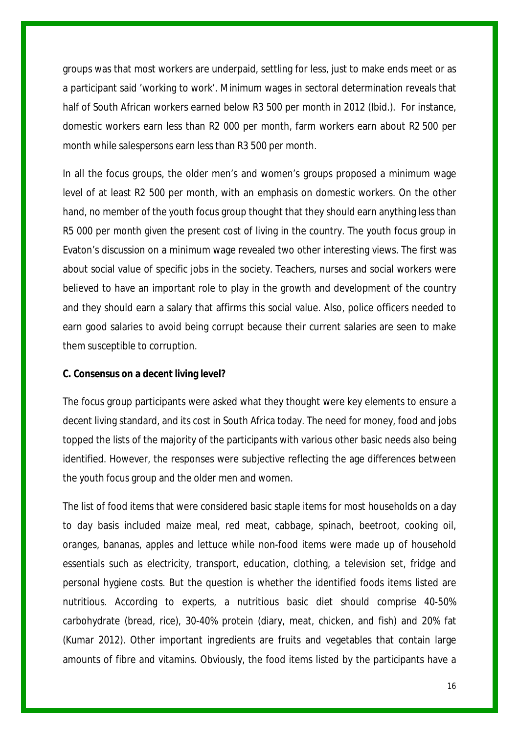groups was that most workers are underpaid, settling for less, just to make ends meet or as a participant said 'working to work'. Minimum wages in sectoral determination reveals that half of South African workers earned below R3 500 per month in 2012 (Ibid.). For instance, domestic workers earn less than R2 000 per month, farm workers earn about R2 500 per month while salespersons earn less than R3 500 per month.

In all the focus groups, the older men's and women's groups proposed a minimum wage level of at least R2 500 per month, with an emphasis on domestic workers. On the other hand, no member of the youth focus group thought that they should earn anything less than R5 000 per month given the present cost of living in the country. The youth focus group in Evaton's discussion on a minimum wage revealed two other interesting views. The first was about social value of specific jobs in the society. Teachers, nurses and social workers were believed to have an important role to play in the growth and development of the country and they should earn a salary that affirms this social value. Also, police officers needed to earn good salaries to avoid being corrupt because their current salaries are seen to make them susceptible to corruption.

**C. Consensus on a decent living level?**

The focus group participants were asked what they thought were key elements to ensure a decent living standard, and its cost in South Africa today. The need for money, food and jobs topped the lists of the majority of the participants with various other basic needs also being identified. However, the responses were subjective reflecting the age differences between the youth focus group and the older men and women.

The list of food items that were considered basic staple items for most households on a day to day basis included maize meal, red meat, cabbage, spinach, beetroot, cooking oil, oranges, bananas, apples and lettuce while non-food items were made up of household essentials such as electricity, transport, education, clothing, a television set, fridge and personal hygiene costs. But the question is whether the identified foods items listed are nutritious. According to experts, a nutritious basic diet should comprise 40-50% carbohydrate (bread, rice), 30-40% protein (diary, meat, chicken, and fish) and 20% fat (Kumar 2012). Other important ingredients are fruits and vegetables that contain large amounts of fibre and vitamins. Obviously, the food items listed by the participants have a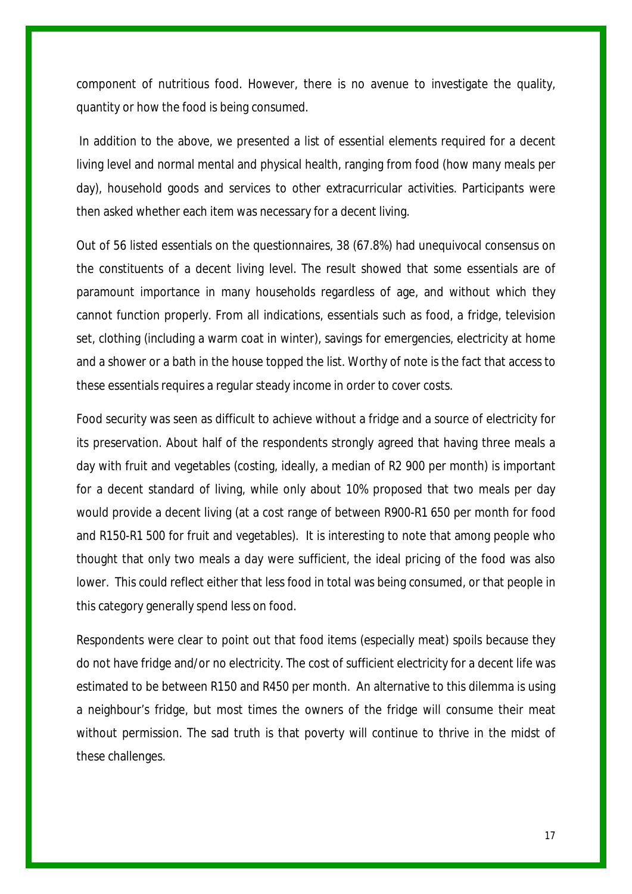component of nutritious food. However, there is no avenue to investigate the quality, quantity or how the food is being consumed.

In addition to the above, we presented a list of essential elements required for a decent living level and normal mental and physical health, ranging from food (how many meals per day), household goods and services to other extracurricular activities. Participants were then asked whether each item was necessary for a decent living.

Out of 56 listed essentials on the questionnaires, 38 (67.8%) had unequivocal consensus on the constituents of a decent living level. The result showed that some essentials are of paramount importance in many households regardless of age, and without which they cannot function properly. From all indications, essentials such as food, a fridge, television set, clothing (including a warm coat in winter), savings for emergencies, electricity at home and a shower or a bath in the house topped the list. Worthy of note is the fact that access to these essentials requires a regular steady income in order to cover costs.

Food security was seen as difficult to achieve without a fridge and a source of electricity for its preservation. About half of the respondents strongly agreed that having three meals a day with fruit and vegetables (costing, ideally, a median of R2 900 per month) is important for a decent standard of living, while only about 10% proposed that two meals per day would provide a decent living (at a cost range of between R900-R1 650 per month for food and R150-R1 500 for fruit and vegetables). It is interesting to note that among people who thought that only two meals a day were sufficient, the ideal pricing of the food was also lower. This could reflect either that less food in total was being consumed, or that people in this category generally spend less on food.

Respondents were clear to point out that food items (especially meat) spoils because they do not have fridge and/or no electricity. The cost of sufficient electricity for a decent life was estimated to be between R150 and R450 per month. An alternative to this dilemma is using a neighbour's fridge, but most times the owners of the fridge will consume their meat without permission. The sad truth is that poverty will continue to thrive in the midst of these challenges.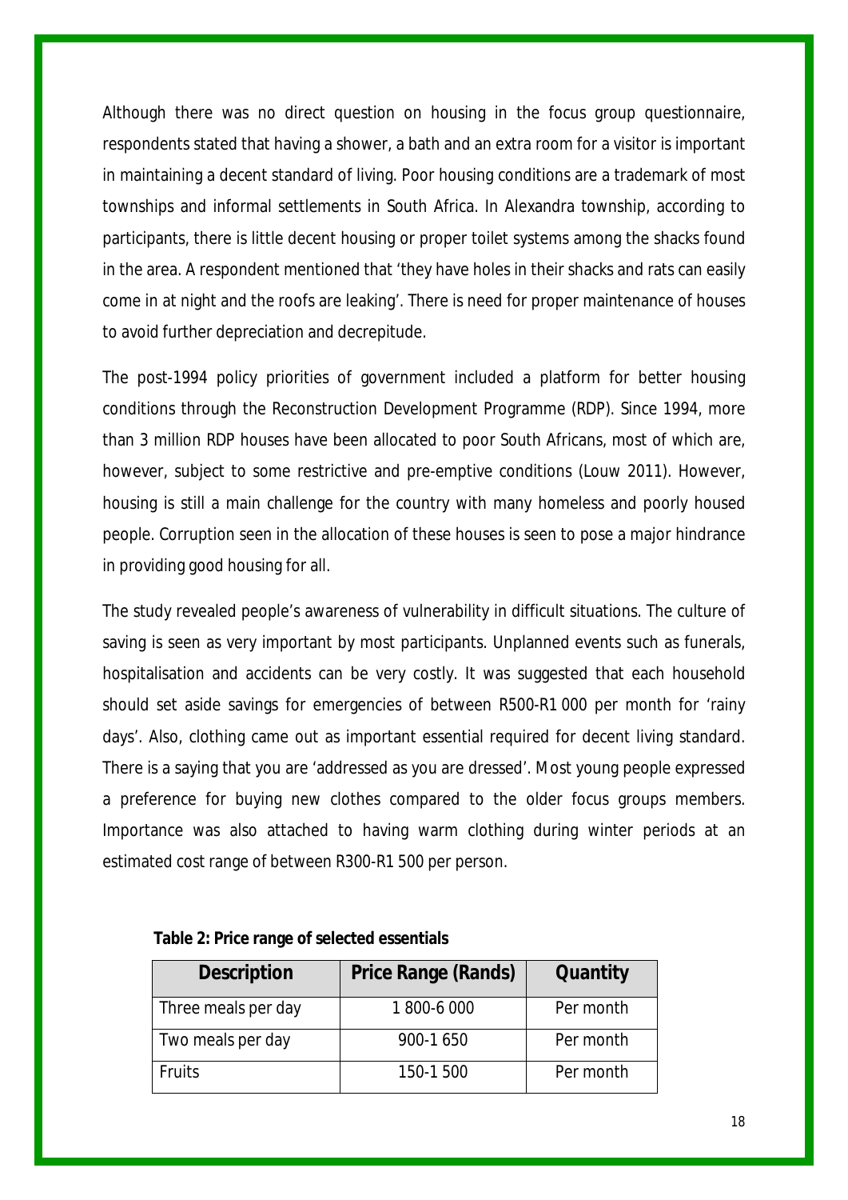Although there was no direct question on housing in the focus group questionnaire, respondents stated that having a shower, a bath and an extra room for a visitor is important in maintaining a decent standard of living. Poor housing conditions are a trademark of most townships and informal settlements in South Africa. In Alexandra township, according to participants, there is little decent housing or proper toilet systems among the shacks found in the area. A respondent mentioned that 'they have holes in their shacks and rats can easily come in at night and the roofs are leaking'. There is need for proper maintenance of houses to avoid further depreciation and decrepitude.

The post-1994 policy priorities of government included a platform for better housing conditions through the Reconstruction Development Programme (RDP). Since 1994, more than 3 million RDP houses have been allocated to poor South Africans, most of which are, however, subject to some restrictive and pre-emptive conditions (Louw 2011). However, housing is still a main challenge for the country with many homeless and poorly housed people. Corruption seen in the allocation of these houses is seen to pose a major hindrance in providing good housing for all.

The study revealed people's awareness of vulnerability in difficult situations. The culture of saving is seen as very important by most participants. Unplanned events such as funerals, hospitalisation and accidents can be very costly. It was suggested that each household should set aside savings for emergencies of between R500-R1 000 per month for 'rainy days'. Also, clothing came out as important essential required for decent living standard. There is a saying that you are 'addressed as you are dressed'. Most young people expressed a preference for buying new clothes compared to the older focus groups members. Importance was also attached to having warm clothing during winter periods at an estimated cost range of between R300-R1 500 per person.

**Table 2: Price range of selected essentials**

| Description | Price Range (Rands) | Quantity |
|---|---|---|
| Three meals per day | 1 800-6 000 | Per month |
| Two meals per day | 900-1 650 | Per month |
| Fruits | 150-1 500 | Per month |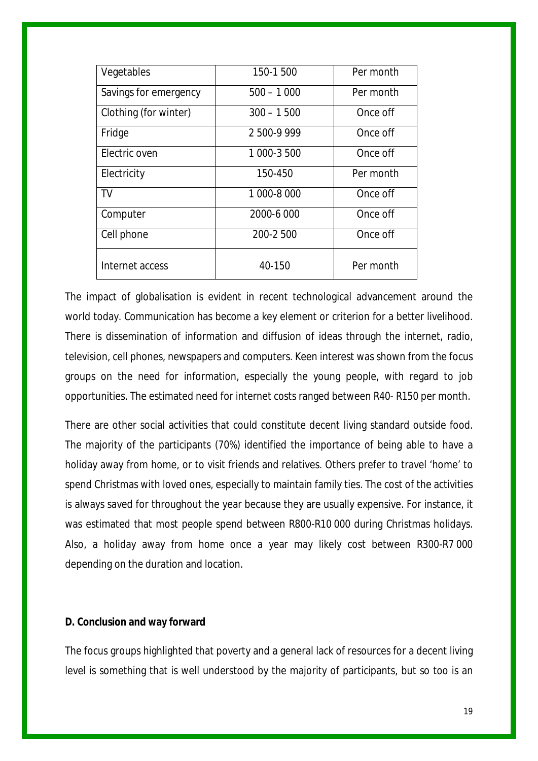| Vegetables | 150-1 500 | Per month |
|---|---|---|
| Savings for emergency | 500 – 1 000 | Per month |
| Clothing (for winter) | 300 – 1 500 | Once off |
| Fridge | 2 500-9 999 | Once off |
| Electric oven | 1 000-3 500 | Once off |
| Electricity | 150-450 | Per month |
| TV | 1 000-8 000 | Once off |
| Computer | 2000-6 000 | Once off |
| Cell phone | 200-2 500 | Once off |
| Internet access | 40-150 | Per month |

The impact of globalisation is evident in recent technological advancement around the world today. Communication has become a key element or criterion for a better livelihood. There is dissemination of information and diffusion of ideas through the internet, radio, television, cell phones, newspapers and computers. Keen interest was shown from the focus groups on the need for information, especially the young people, with regard to job opportunities. The estimated need for internet costs ranged between R40- R150 per month.

There are other social activities that could constitute decent living standard outside food. The majority of the participants (70%) identified the importance of being able to have a holiday away from home, or to visit friends and relatives. Others prefer to travel 'home' to spend Christmas with loved ones, especially to maintain family ties. The cost of the activities is always saved for throughout the year because they are usually expensive. For instance, it was estimated that most people spend between R800-R10 000 during Christmas holidays. Also, a holiday away from home once a year may likely cost between R300-R7 000 depending on the duration and location.

**D. Conclusion and way forward**

The focus groups highlighted that poverty and a general lack of resources for a decent living level is something that is well understood by the majority of participants, but so too is an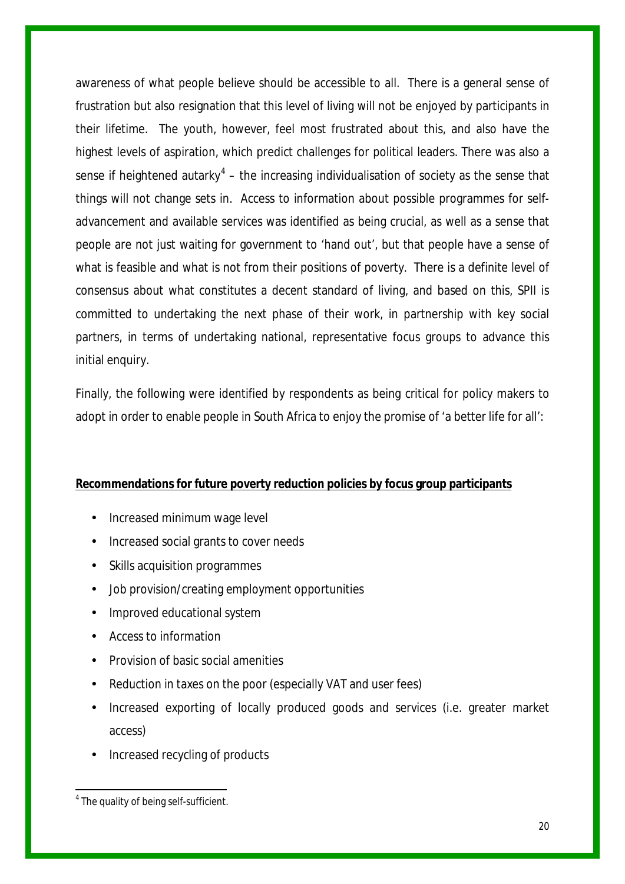awareness of what people believe should be accessible to all. There is a general sense of frustration but also resignation that this level of living will not be enjoyed by participants in their lifetime. The youth, however, feel most frustrated about this, and also have the highest levels of aspiration, which predict challenges for political leaders. There was also a sense if heightened autarky[4] – the increasing individualisation of society as the sense that things will not change sets in. Access to information about possible programmes for self-advancement and available services was identified as being crucial, as well as a sense that people are not just waiting for government to 'hand out', but that people have a sense of what is feasible and what is not from their positions of poverty. There is a definite level of consensus about what constitutes a decent standard of living, and based on this, SPII is committed to undertaking the next phase of their work, in partnership with key social partners, in terms of undertaking national, representative focus groups to advance this initial enquiry.

Finally, the following were identified by respondents as being critical for policy makers to adopt in order to enable people in South Africa to enjoy the promise of 'a better life for all':

**Recommendations for future poverty reduction policies by focus group participants**

- Increased minimum wage level
- Increased social grants to cover needs
- Skills acquisition programmes
- Job provision/creating employment opportunities
- Improved educational system
- Access to information
- Provision of basic social amenities
- Reduction in taxes on the poor (especially VAT and user fees)
- Increased exporting of locally produced goods and services (i.e. greater market access)
- Increased recycling of products

[4] The quality of being self-sufficient.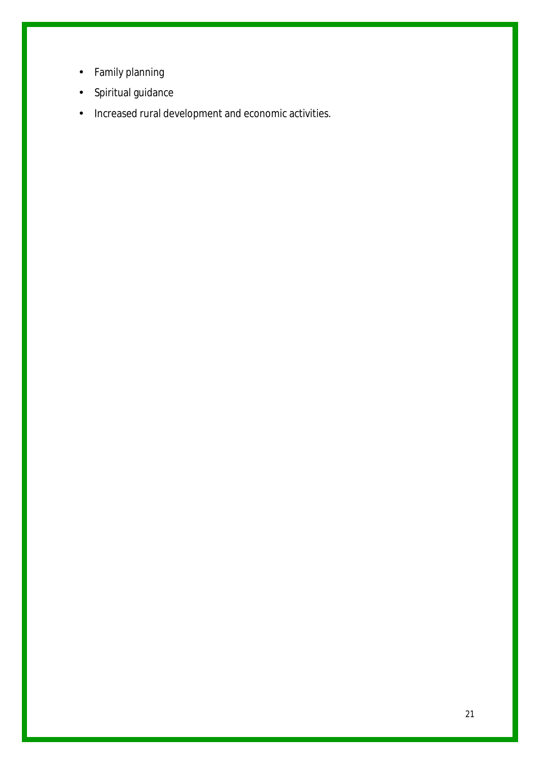- Family planning
- Spiritual guidance
- Increased rural development and economic activities.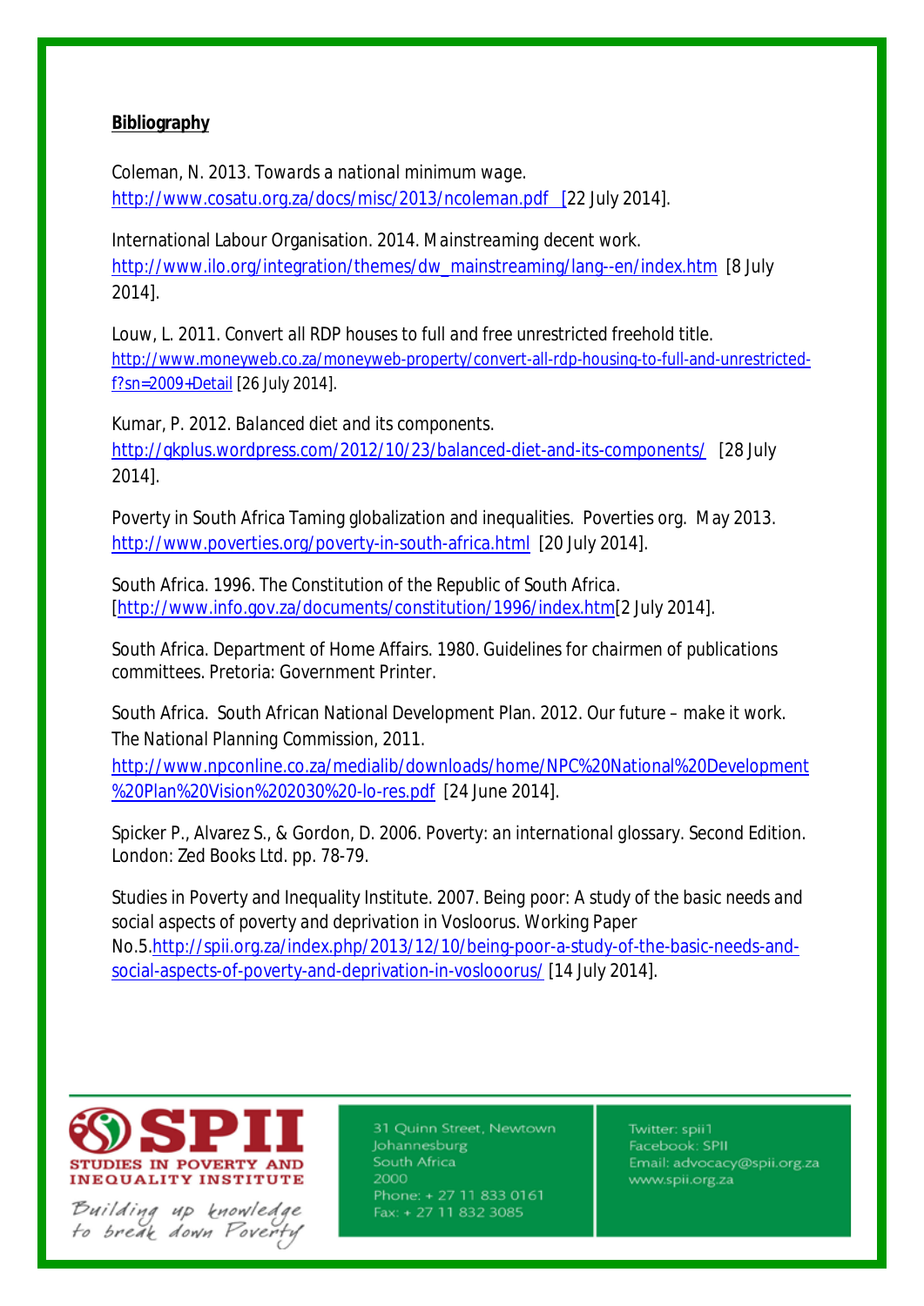**Bibliography**

Coleman, N. 2013. Towards a national minimum wage. http://www.cosatu.org.za/docs/misc/2013/ncoleman.pdf [22 July 2014].

International Labour Organisation. 2014. Mainstreaming decent work. http://www.ilo.org/integration/themes/dw_mainstreaming/lang--en/index.htm [8 July 2014].

Louw, L. 2011. Convert all RDP houses to full and free unrestricted freehold title. http://www.moneyweb.co.za/moneyweb-property/convert-all-rdp-housing-to-full-and-unrestricted-f?sn=2009+Detail [26 July 2014].

Kumar, P. 2012. Balanced diet and its components. http://gkplus.wordpress.com/2012/10/23/balanced-diet-and-its-components/ [28 July 2014].

Poverty in South Africa Taming globalization and inequalities. Poverties org. May 2013. http://www.poverties.org/poverty-in-south-africa.html [20 July 2014].

South Africa. 1996. The Constitution of the Republic of South Africa. [http://www.info.gov.za/documents/constitution/1996/index.htm[2 July 2014].

South Africa. Department of Home Affairs. 1980. Guidelines for chairmen of publications committees. Pretoria: Government Printer.

South Africa. South African National Development Plan. 2012. Our future – make it work. The National Planning Commission, 2011. http://www.npconline.co.za/medialib/downloads/home/NPC%20National%20Development%20Plan%20Vision%202030%20-lo-res.pdf [24 June 2014].

Spicker P., Alvarez S., & Gordon, D. 2006. Poverty: an international glossary. Second Edition. London: Zed Books Ltd. pp. 78-79.

Studies in Poverty and Inequality Institute. 2007. Being poor: A study of the basic needs and social aspects of poverty and deprivation in Vosloorus. Working Paper No.5.http://spii.org.za/index.php/2013/12/10/being-poor-a-study-of-the-basic-needs-and-social-aspects-of-poverty-and-deprivation-in-voslooorus/ [14 July 2014].

SPII
STUDIES IN POVERTY AND INEQUALITY INSTITUTE
Building up knowledge to break down Poverty

31 Quinn Street, Newtown
Johannesburg
South Africa
2000
Phone: + 27 11 833 0161
Fax: + 27 11 832 3085

Twitter: spii1
Facebook: SPII
Email: advocacy@spii.org.za
www.spii.org.za